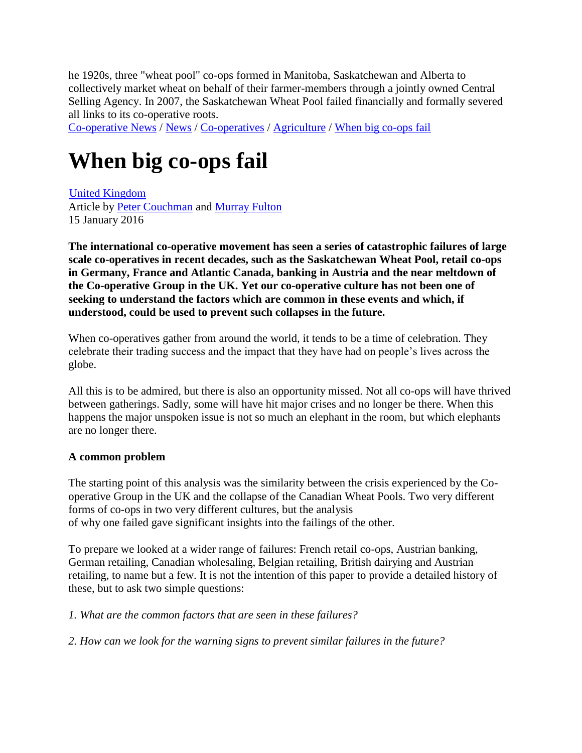he 1920s, three "wheat pool" co-ops formed in Manitoba, Saskatchewan and Alberta to collectively market wheat on behalf of their farmer-members through a jointly owned Central Selling Agency. In 2007, the Saskatchewan Wheat Pool failed financially and formally severed all links to its co-operative roots.

Co-operative News / News / Co-operatives / Agriculture / When big co-ops fail

# When big co-ops fail

United Kingdom
Article by Peter Couchman and Murray Fulton
15 January 2016

**The international co-operative movement has seen a series of catastrophic failures of large scale co-operatives in recent decades, such as the Saskatchewan Wheat Pool, retail co-ops in Germany, France and Atlantic Canada, banking in Austria and the near meltdown of the Co-operative Group in the UK. Yet our co-operative culture has not been one of seeking to understand the factors which are common in these events and which, if understood, could be used to prevent such collapses in the future.**

When co-operatives gather from around the world, it tends to be a time of celebration. They celebrate their trading success and the impact that they have had on people's lives across the globe.

All this is to be admired, but there is also an opportunity missed. Not all co-ops will have thrived between gatherings. Sadly, some will have hit major crises and no longer be there. When this happens the major unspoken issue is not so much an elephant in the room, but which elephants are no longer there.

**A common problem**

The starting point of this analysis was the similarity between the crisis experienced by the Co-operative Group in the UK and the collapse of the Canadian Wheat Pools. Two very different forms of co-ops in two very different cultures, but the analysis of why one failed gave significant insights into the failings of the other.

To prepare we looked at a wider range of failures: French retail co-ops, Austrian banking, German retailing, Canadian wholesaling, Belgian retailing, British dairying and Austrian retailing, to name but a few. It is not the intention of this paper to provide a detailed history of these, but to ask two simple questions:

*1. What are the common factors that are seen in these failures?*

*2. How can we look for the warning signs to prevent similar failures in the future?*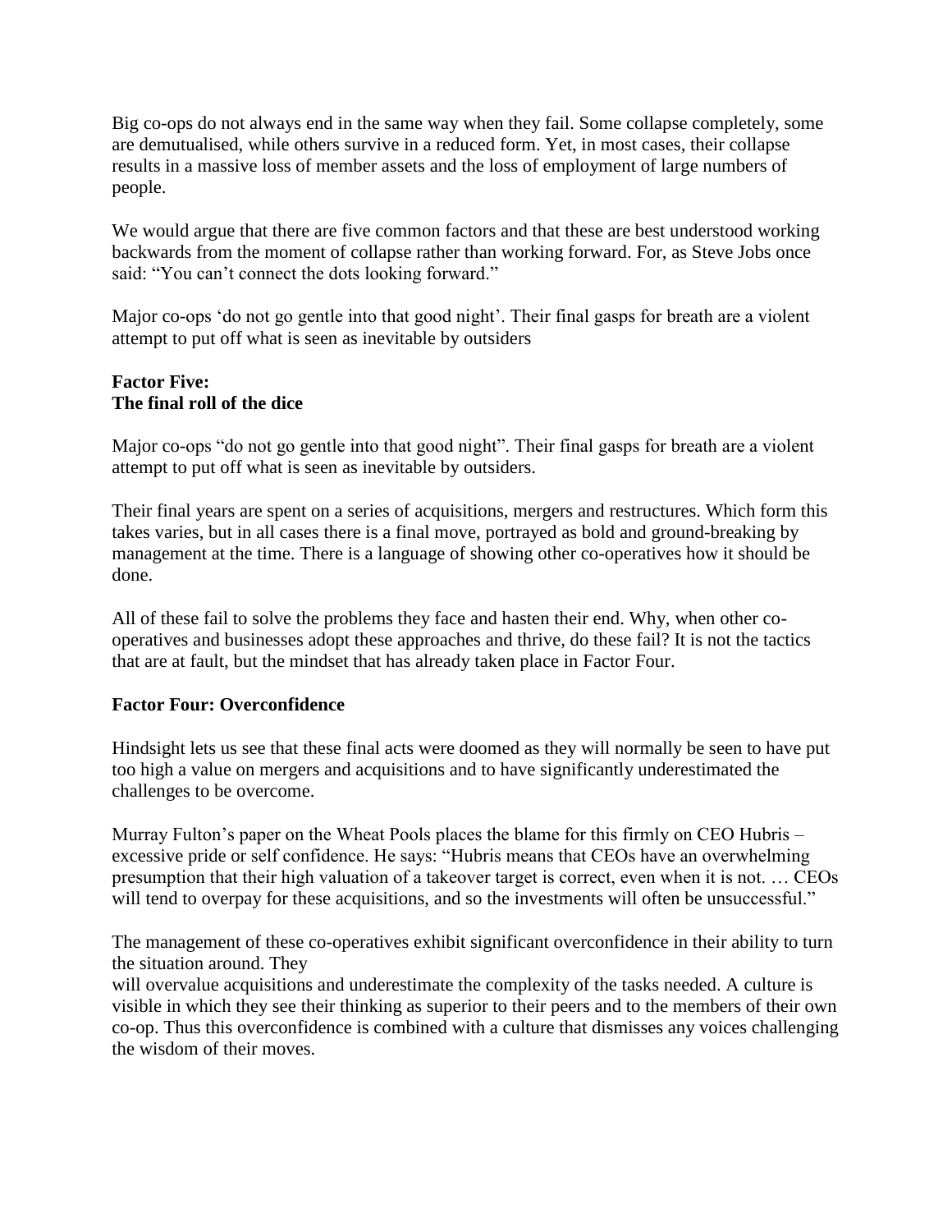Big co-ops do not always end in the same way when they fail. Some collapse completely, some are demutualised, while others survive in a reduced form. Yet, in most cases, their collapse results in a massive loss of member assets and the loss of employment of large numbers of people.

We would argue that there are five common factors and that these are best understood working backwards from the moment of collapse rather than working forward. For, as Steve Jobs once said: "You can't connect the dots looking forward."

Major co-ops 'do not go gentle into that good night'. Their final gasps for breath are a violent attempt to put off what is seen as inevitable by outsiders

**Factor Five:**
**The final roll of the dice**

Major co-ops "do not go gentle into that good night". Their final gasps for breath are a violent attempt to put off what is seen as inevitable by outsiders.

Their final years are spent on a series of acquisitions, mergers and restructures. Which form this takes varies, but in all cases there is a final move, portrayed as bold and ground-breaking by management at the time. There is a language of showing other co-operatives how it should be done.

All of these fail to solve the problems they face and hasten their end. Why, when other co-operatives and businesses adopt these approaches and thrive, do these fail? It is not the tactics that are at fault, but the mindset that has already taken place in Factor Four.

**Factor Four: Overconfidence**

Hindsight lets us see that these final acts were doomed as they will normally be seen to have put too high a value on mergers and acquisitions and to have significantly underestimated the challenges to be overcome.

Murray Fulton's paper on the Wheat Pools places the blame for this firmly on CEO Hubris – excessive pride or self confidence. He says: "Hubris means that CEOs have an overwhelming presumption that their high valuation of a takeover target is correct, even when it is not. … CEOs will tend to overpay for these acquisitions, and so the investments will often be unsuccessful."

The management of these co-operatives exhibit significant overconfidence in their ability to turn the situation around. They will overvalue acquisitions and underestimate the complexity of the tasks needed. A culture is visible in which they see their thinking as superior to their peers and to the members of their own co-op. Thus this overconfidence is combined with a culture that dismisses any voices challenging the wisdom of their moves.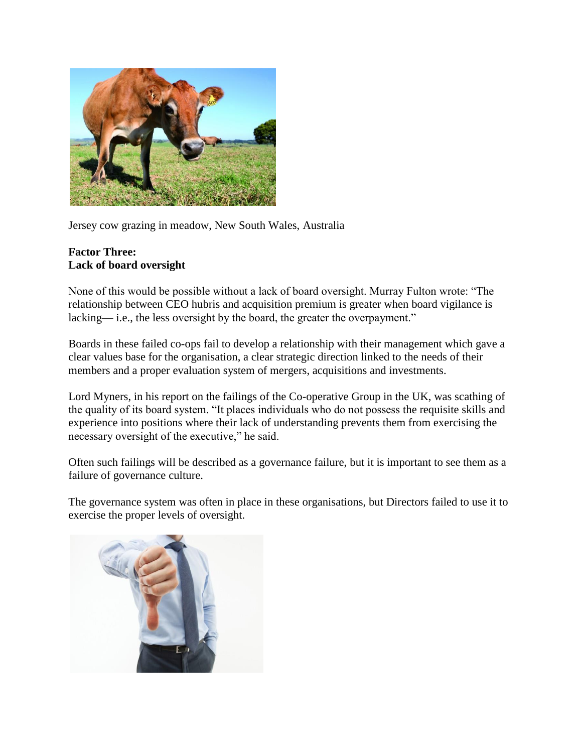Jersey cow grazing in meadow, New South Wales, Australia

**Factor Three:**
**Lack of board oversight**

None of this would be possible without a lack of board oversight. Murray Fulton wrote: "The relationship between CEO hubris and acquisition premium is greater when board vigilance is lacking— i.e., the less oversight by the board, the greater the overpayment."

Boards in these failed co-ops fail to develop a relationship with their management which gave a clear values base for the organisation, a clear strategic direction linked to the needs of their members and a proper evaluation system of mergers, acquisitions and investments.

Lord Myners, in his report on the failings of the Co-operative Group in the UK, was scathing of the quality of its board system. "It places individuals who do not possess the requisite skills and experience into positions where their lack of understanding prevents them from exercising the necessary oversight of the executive," he said.

Often such failings will be described as a governance failure, but it is important to see them as a failure of governance culture.

The governance system was often in place in these organisations, but Directors failed to use it to exercise the proper levels of oversight.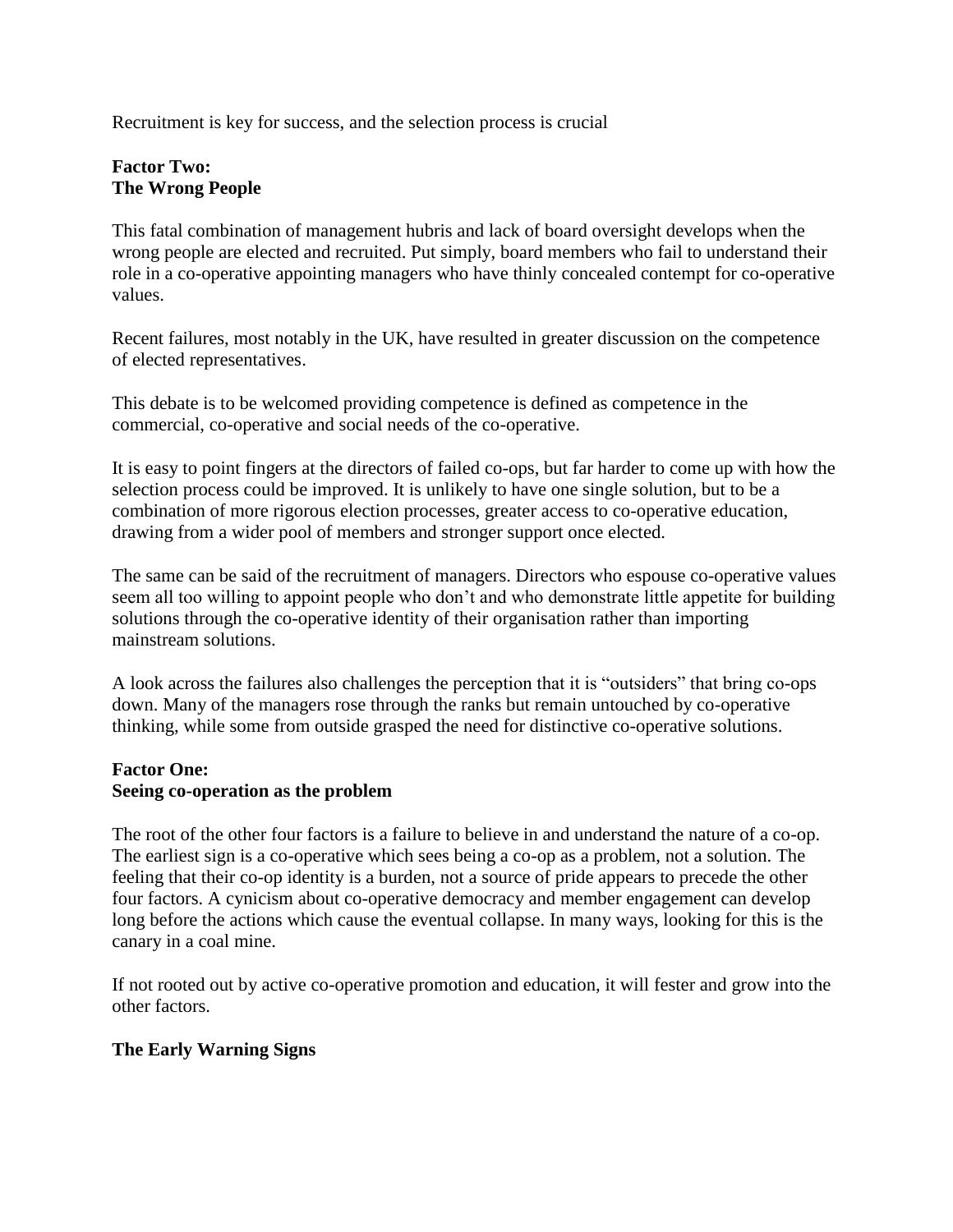Recruitment is key for success, and the selection process is crucial

**Factor Two:**
**The Wrong People**

This fatal combination of management hubris and lack of board oversight develops when the wrong people are elected and recruited. Put simply, board members who fail to understand their role in a co-operative appointing managers who have thinly concealed contempt for co-operative values.

Recent failures, most notably in the UK, have resulted in greater discussion on the competence of elected representatives.

This debate is to be welcomed providing competence is defined as competence in the commercial, co-operative and social needs of the co-operative.

It is easy to point fingers at the directors of failed co-ops, but far harder to come up with how the selection process could be improved. It is unlikely to have one single solution, but to be a combination of more rigorous election processes, greater access to co-operative education, drawing from a wider pool of members and stronger support once elected.

The same can be said of the recruitment of managers. Directors who espouse co-operative values seem all too willing to appoint people who don't and who demonstrate little appetite for building solutions through the co-operative identity of their organisation rather than importing mainstream solutions.

A look across the failures also challenges the perception that it is "outsiders" that bring co-ops down. Many of the managers rose through the ranks but remain untouched by co-operative thinking, while some from outside grasped the need for distinctive co-operative solutions.

**Factor One:**
**Seeing co-operation as the problem**

The root of the other four factors is a failure to believe in and understand the nature of a co-op. The earliest sign is a co-operative which sees being a co-op as a problem, not a solution. The feeling that their co-op identity is a burden, not a source of pride appears to precede the other four factors. A cynicism about co-operative democracy and member engagement can develop long before the actions which cause the eventual collapse. In many ways, looking for this is the canary in a coal mine.

If not rooted out by active co-operative promotion and education, it will fester and grow into the other factors.

**The Early Warning Signs**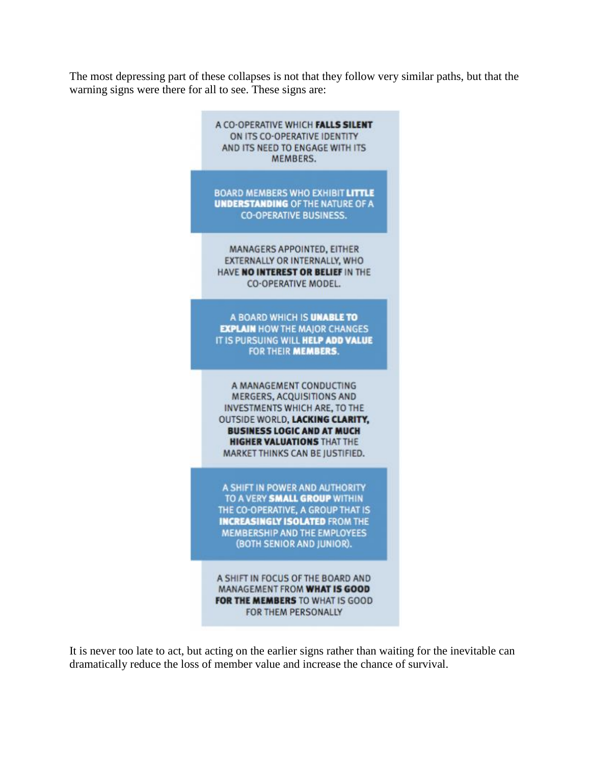The most depressing part of these collapses is not that they follow very similar paths, but that the warning signs were there for all to see. These signs are:

- A CO-OPERATIVE WHICH **FALLS SILENT** ON ITS CO-OPERATIVE IDENTITY AND ITS NEED TO ENGAGE WITH ITS MEMBERS.
- BOARD MEMBERS WHO EXHIBIT **LITTLE UNDERSTANDING** OF THE NATURE OF A CO-OPERATIVE BUSINESS.
- MANAGERS APPOINTED, EITHER EXTERNALLY OR INTERNALLY, WHO HAVE **NO INTEREST OR BELIEF** IN THE CO-OPERATIVE MODEL.
- A BOARD WHICH IS **UNABLE TO EXPLAIN** HOW THE MAJOR CHANGES IT IS PURSUING WILL **HELP ADD VALUE** FOR THEIR **MEMBERS.**
- A MANAGEMENT CONDUCTING MERGERS, ACQUISITIONS AND INVESTMENTS WHICH ARE, TO THE OUTSIDE WORLD, **LACKING CLARITY, BUSINESS LOGIC AND AT MUCH HIGHER VALUATIONS** THAT THE MARKET THINKS CAN BE JUSTIFIED.
- A SHIFT IN POWER AND AUTHORITY TO A VERY **SMALL GROUP** WITHIN THE CO-OPERATIVE, A GROUP THAT IS **INCREASINGLY ISOLATED** FROM THE MEMBERSHIP AND THE EMPLOYEES (BOTH SENIOR AND JUNIOR).
- A SHIFT IN FOCUS OF THE BOARD AND MANAGEMENT FROM **WHAT IS GOOD FOR THE MEMBERS** TO WHAT IS GOOD FOR THEM PERSONALLY

It is never too late to act, but acting on the earlier signs rather than waiting for the inevitable can dramatically reduce the loss of member value and increase the chance of survival.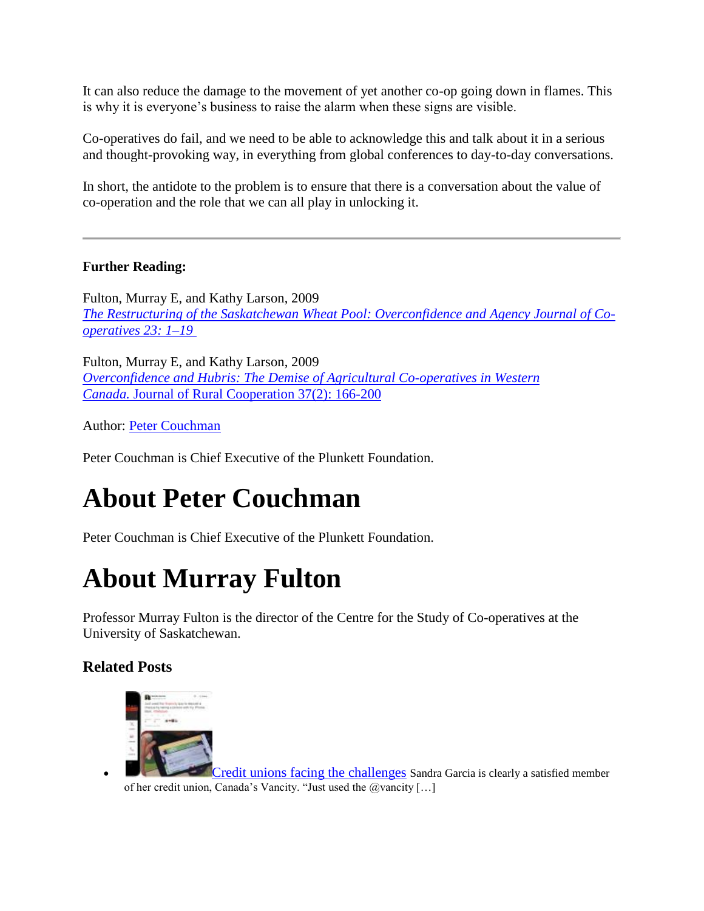It can also reduce the damage to the movement of yet another co-op going down in flames. This is why it is everyone's business to raise the alarm when these signs are visible.

Co-operatives do fail, and we need to be able to acknowledge this and talk about it in a serious and thought-provoking way, in everything from global conferences to day-to-day conversations.

In short, the antidote to the problem is to ensure that there is a conversation about the value of co-operation and the role that we can all play in unlocking it.

---

**Further Reading:**

Fulton, Murray E, and Kathy Larson, 2009
*The Restructuring of the Saskatchewan Wheat Pool: Overconfidence and Agency Journal of Co-operatives 23: 1–19*

Fulton, Murray E, and Kathy Larson, 2009
*Overconfidence and Hubris: The Demise of Agricultural Co-operatives in Western Canada.* Journal of Rural Cooperation 37(2): 166-200

Author: Peter Couchman

Peter Couchman is Chief Executive of the Plunkett Foundation.

# About Peter Couchman

Peter Couchman is Chief Executive of the Plunkett Foundation.

# About Murray Fulton

Professor Murray Fulton is the director of the Centre for the Study of Co-operatives at the University of Saskatchewan.

### Related Posts

- Credit unions facing the challenges Sandra Garcia is clearly a satisfied member of her credit union, Canada's Vancity. "Just used the @vancity […]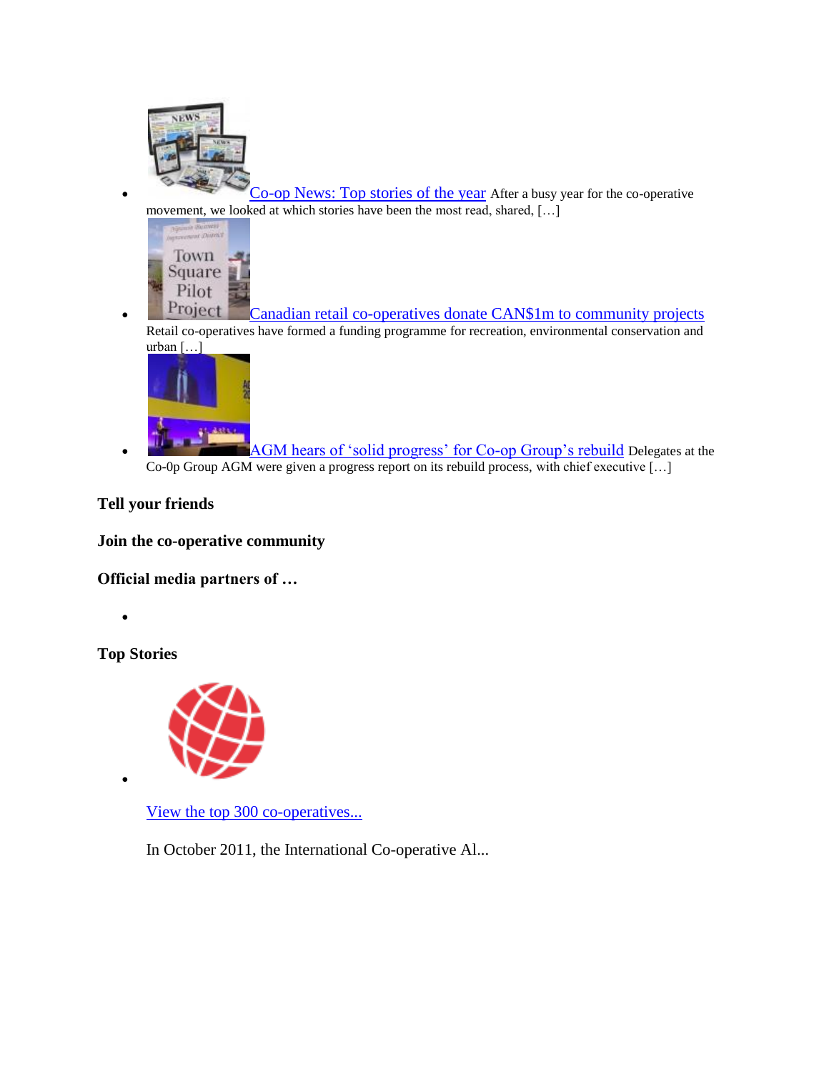- [Co-op News: Top stories of the year]() After a busy year for the co-operative movement, we looked at which stories have been the most read, shared, […]
- [Canadian retail co-operatives donate CAN$1m to community projects]() Retail co-operatives have formed a funding programme for recreation, environmental conservation and urban […]
- [AGM hears of 'solid progress' for Co-op Group's rebuild]() Delegates at the Co-0p Group AGM were given a progress report on its rebuild process, with chief executive […]

**Tell your friends**

**Join the co-operative community**

**Official media partners of …**

- 

**Top Stories**

- [View the top 300 co-operatives...]()

  In October 2011, the International Co-operative Al...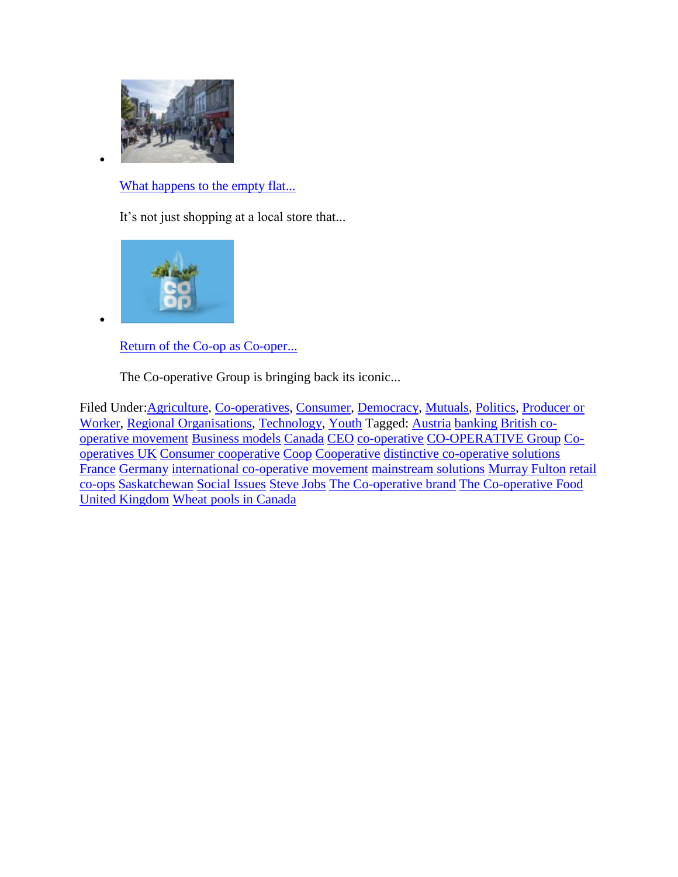- [What happens to the empty flat...]

  It’s not just shopping at a local store that...

- [Return of the Co-op as Co-oper...]

  The Co-operative Group is bringing back its iconic...

Filed Under: Agriculture, Co-operatives, Consumer, Democracy, Mutuals, Politics, Producer or Worker, Regional Organisations, Technology, Youth Tagged: Austria banking British co-operative movement Business models Canada CEO co-operative CO-OPERATIVE Group Co-operatives UK Consumer cooperative Coop Cooperative distinctive co-operative solutions France Germany international co-operative movement mainstream solutions Murray Fulton retail co-ops Saskatchewan Social Issues Steve Jobs The Co-operative brand The Co-operative Food United Kingdom Wheat pools in Canada